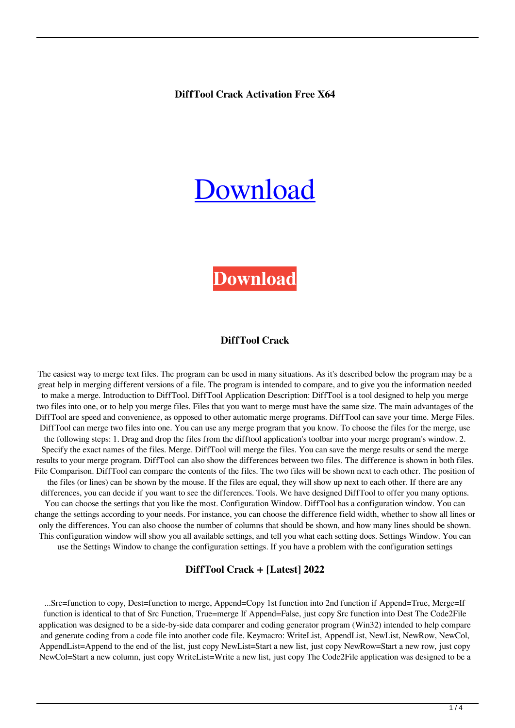**DiffTool Crack Activation Free X64**

# Download

# **Download**

### DiffTool Crack

The easiest way to merge text files. The program can be used in many situations. As it's described below the program may be a great help in merging different versions of a file. The program is intended to compare, and to give you the information needed to make a merge. Introduction to DiffTool. DiffTool Application Description: DiffTool is a tool designed to help you merge two files into one, or to help you merge files. Files that you want to merge must have the same size. The main advantages of the DiffTool are speed and convenience, as opposed to other automatic merge programs. DiffTool can save your time. Merge Files. DiffTool can merge two files into one. You can use any merge program that you know. To choose the files for the merge, use the following steps: 1. Drag and drop the files from the difftool application's toolbar into your merge program's window. 2. Specify the exact names of the files. Merge. DiffTool will merge the files. You can save the merge results or send the merge results to your merge program. DiffTool can also show the differences between two files. The difference is shown in both files. File Comparison. DiffTool can compare the contents of the files. The two files will be shown next to each other. The position of the files (or lines) can be shown by the mouse. If the files are equal, they will show up next to each other. If there are any differences, you can decide if you want to see the differences. Tools. We have designed DiffTool to offer you many options. You can choose the settings that you like the most. Configuration Window. DiffTool has a configuration window. You can change the settings according to your needs. For instance, you can choose the difference field width, whether to show all lines or only the differences. You can also choose the number of columns that should be shown, and how many lines should be shown. This configuration window will show you all available settings, and tell you what each setting does. Settings Window. You can use the Settings Window to change the configuration settings. If you have a problem with the configuration settings

### DiffTool Crack + [Latest] 2022

...Src=function to copy, Dest=function to merge, Append=Copy 1st function into 2nd function if Append=True, Merge=If function is identical to that of Src Function, True=merge If Append=False, just copy Src function into Dest The Code2File application was designed to be a side-by-side data comparer and coding generator program (Win32) intended to help compare and generate coding from a code file into another code file. Keymacro: WriteList, AppendList, NewList, NewRow, NewCol, AppendList=Append to the end of the list, just copy NewList=Start a new list, just copy NewRow=Start a new row, just copy NewCol=Start a new column, just copy WriteList=Write a new list, just copy The Code2File application was designed to be a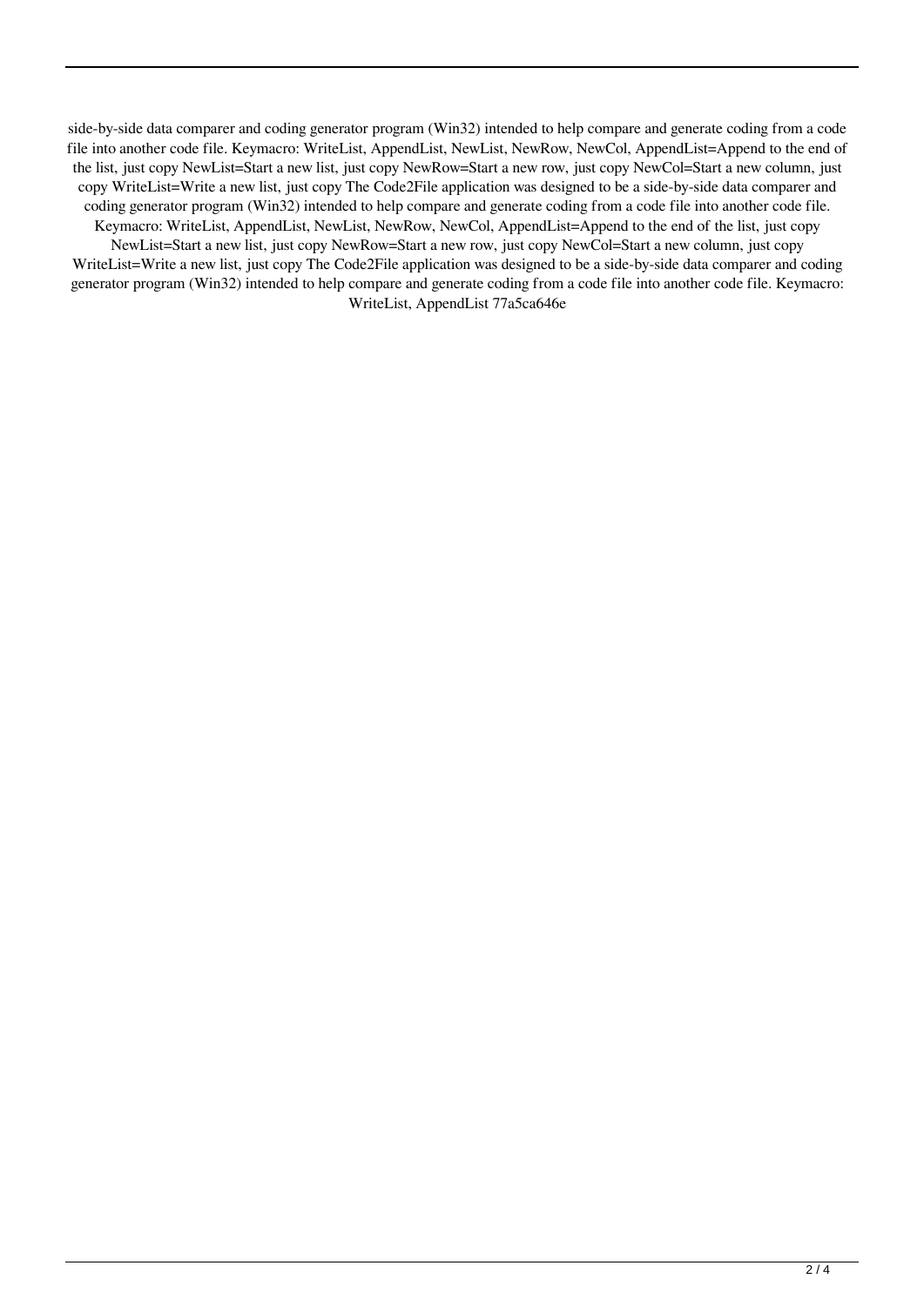side-by-side data comparer and coding generator program (Win32) intended to help compare and generate coding from a code file into another code file. Keymacro: WriteList, AppendList, NewList, NewRow, NewCol, AppendList=Append to the end of the list, just copy NewList=Start a new list, just copy NewRow=Start a new row, just copy NewCol=Start a new column, just copy WriteList=Write a new list, just copy The Code2File application was designed to be a side-by-side data comparer and coding generator program (Win32) intended to help compare and generate coding from a code file into another code file. Keymacro: WriteList, AppendList, NewList, NewRow, NewCol, AppendList=Append to the end of the list, just copy NewList=Start a new list, just copy NewRow=Start a new row, just copy NewCol=Start a new column, just copy WriteList=Write a new list, just copy The Code2File application was designed to be a side-by-side data comparer and coding generator program (Win32) intended to help compare and generate coding from a code file into another code file. Keymacro: WriteList, AppendList 77a5ca646e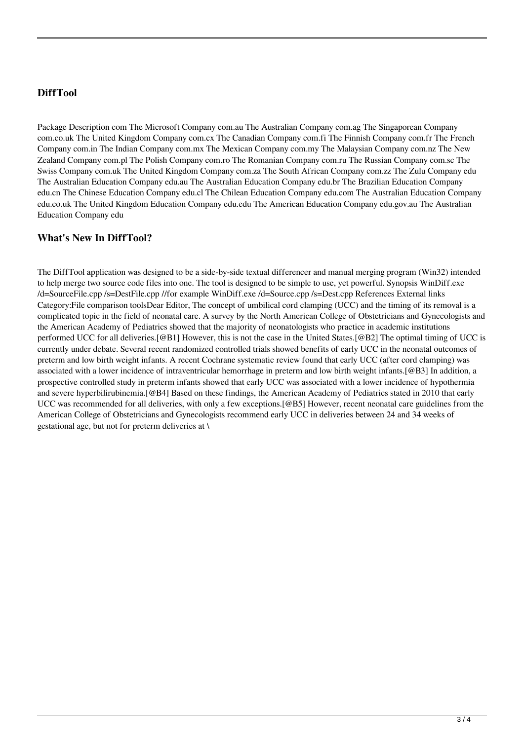### DiffTool

Package Description com The Microsoft Company com.au The Australian Company com.ag The Singaporean Company com.co.uk The United Kingdom Company com.cx The Canadian Company com.fi The Finnish Company com.fr The French Company com.in The Indian Company com.mx The Mexican Company com.my The Malaysian Company com.nz The New Zealand Company com.pl The Polish Company com.ro The Romanian Company com.ru The Russian Company com.sc The Swiss Company com.uk The United Kingdom Company com.za The South African Company com.zz The Zulu Company edu The Australian Education Company edu.au The Australian Education Company edu.br The Brazilian Education Company edu.cn The Chinese Education Company edu.cl The Chilean Education Company edu.com The Australian Education Company edu.co.uk The United Kingdom Education Company edu.edu The American Education Company edu.gov.au The Australian Education Company edu

### What's New In DiffTool?

The DiffTool application was designed to be a side-by-side textual differencer and manual merging program (Win32) intended to help merge two source code files into one. The tool is designed to be simple to use, yet powerful. Synopsis WinDiff.exe /d=SourceFile.cpp /s=DestFile.cpp //for example WinDiff.exe /d=Source.cpp /s=Dest.cpp References External links Category:File comparison toolsDear Editor, The concept of umbilical cord clamping (UCC) and the timing of its removal is a complicated topic in the field of neonatal care. A survey by the North American College of Obstetricians and Gynecologists and the American Academy of Pediatrics showed that the majority of neonatologists who practice in academic institutions performed UCC for all deliveries.[@B1] However, this is not the case in the United States.[@B2] The optimal timing of UCC is currently under debate. Several recent randomized controlled trials showed benefits of early UCC in the neonatal outcomes of preterm and low birth weight infants. A recent Cochrane systematic review found that early UCC (after cord clamping) was associated with a lower incidence of intraventricular hemorrhage in preterm and low birth weight infants.[@B3] In addition, a prospective controlled study in preterm infants showed that early UCC was associated with a lower incidence of hypothermia and severe hyperbilirubinemia.[@B4] Based on these findings, the American Academy of Pediatrics stated in 2010 that early UCC was recommended for all deliveries, with only a few exceptions.[@B5] However, recent neonatal care guidelines from the American College of Obstetricians and Gynecologists recommend early UCC in deliveries between 24 and 34 weeks of gestational age, but not for preterm deliveries at \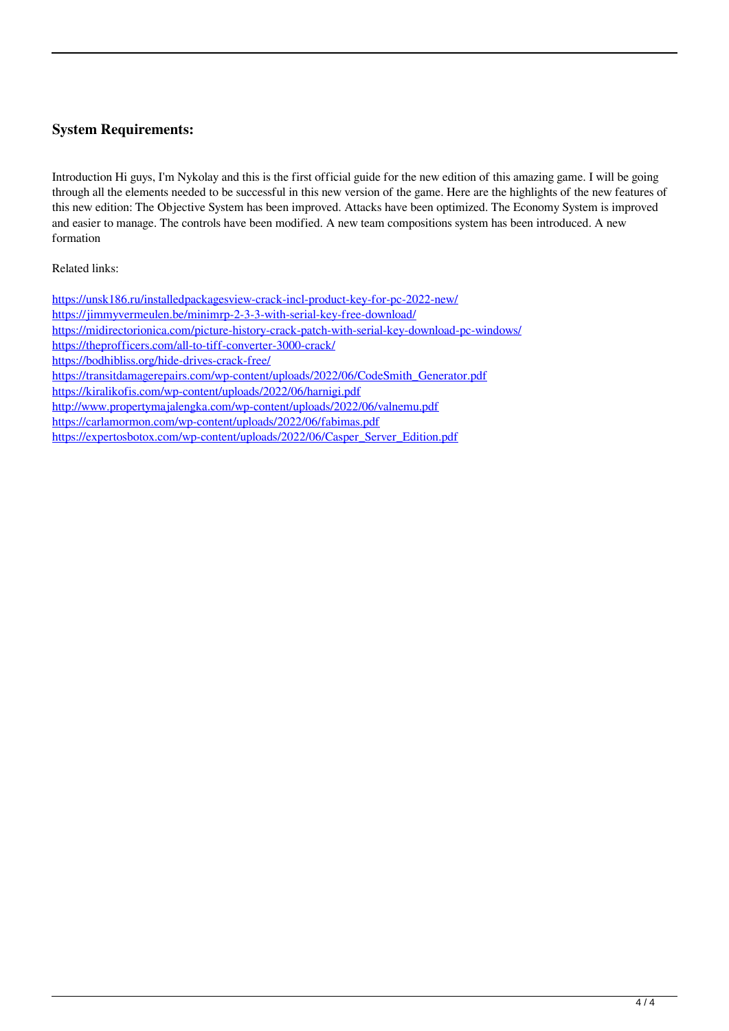### System Requirements:

Introduction Hi guys, I'm Nykolay and this is the first official guide for the new edition of this amazing game. I will be going through all the elements needed to be successful in this new version of the game. Here are the highlights of the new features of this new edition: The Objective System has been improved. Attacks have been optimized. The Economy System is improved and easier to manage. The controls have been modified. A new team compositions system has been introduced. A new formation

Related links:

https://unsk186.ru/installedpackagesview-crack-incl-product-key-for-pc-2022-new/
https://jimmyvermeulen.be/minimrp-2-3-3-with-serial-key-free-download/
https://midirectorionica.com/picture-history-crack-patch-with-serial-key-download-pc-windows/
https://theprofficers.com/all-to-tiff-converter-3000-crack/
https://bodhibliss.org/hide-drives-crack-free/
https://transitdamagerepairs.com/wp-content/uploads/2022/06/CodeSmith_Generator.pdf
https://kiralikofis.com/wp-content/uploads/2022/06/harnigi.pdf
http://www.propertymajalengka.com/wp-content/uploads/2022/06/valnemu.pdf
https://carlamormon.com/wp-content/uploads/2022/06/fabimas.pdf
https://expertosbotox.com/wp-content/uploads/2022/06/Casper_Server_Edition.pdf